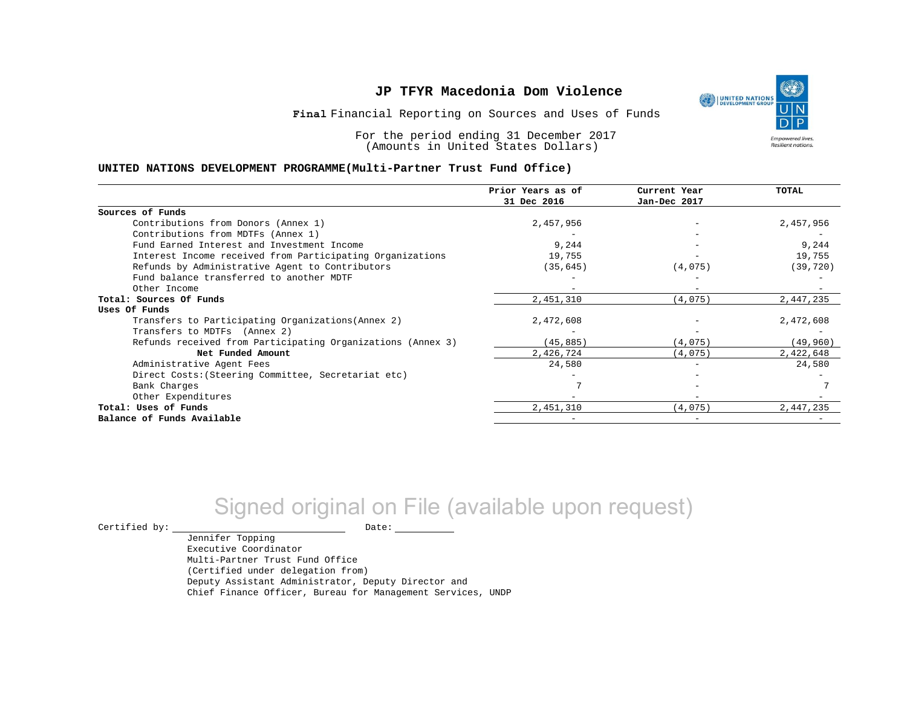# JP TFYR Macedonia Dom Violence

**Final** Financial Reporting on Sources and Uses of Funds

For the period ending 31 December 2017
(Amounts in United States Dollars)

**UNITED NATIONS DEVELOPMENT PROGRAMME(Multi-Partner Trust Fund Office)**

| | Prior Years as of 31 Dec 2016 | Current Year Jan-Dec 2017 | TOTAL |
|---|---|---|---|
| **Sources of Funds** | | | |
| Contributions from Donors (Annex 1) | 2,457,956 | - | 2,457,956 |
| Contributions from MDTFs (Annex 1) | - | - | - |
| Fund Earned Interest and Investment Income | 9,244 | - | 9,244 |
| Interest Income received from Participating Organizations | 19,755 | - | 19,755 |
| Refunds by Administrative Agent to Contributors | (35,645) | (4,075) | (39,720) |
| Fund balance transferred to another MDTF | - | - | - |
| Other Income | - | - | - |
| **Total: Sources Of Funds** | 2,451,310 | (4,075) | 2,447,235 |
| **Uses Of Funds** | | | |
| Transfers to Participating Organizations(Annex 2) | 2,472,608 | - | 2,472,608 |
| Transfers to MDTFs (Annex 2) | - | - | - |
| Refunds received from Participating Organizations (Annex 3) | (45,885) | (4,075) | (49,960) |
| **Net Funded Amount** | 2,426,724 | (4,075) | 2,422,648 |
| Administrative Agent Fees | 24,580 | - | 24,580 |
| Direct Costs:(Steering Committee, Secretariat etc) | - | - | - |
| Bank Charges | 7 | - | 7 |
| Other Expenditures | - | - | - |
| **Total: Uses of Funds** | 2,451,310 | (4,075) | 2,447,235 |
| **Balance of Funds Available** | - | - | - |

Signed original on File (available upon request)

Certified by: ______________________ Date: __________

Jennifer Topping
Executive Coordinator
Multi-Partner Trust Fund Office
(Certified under delegation from)
Deputy Assistant Administrator, Deputy Director and
Chief Finance Officer, Bureau for Management Services, UNDP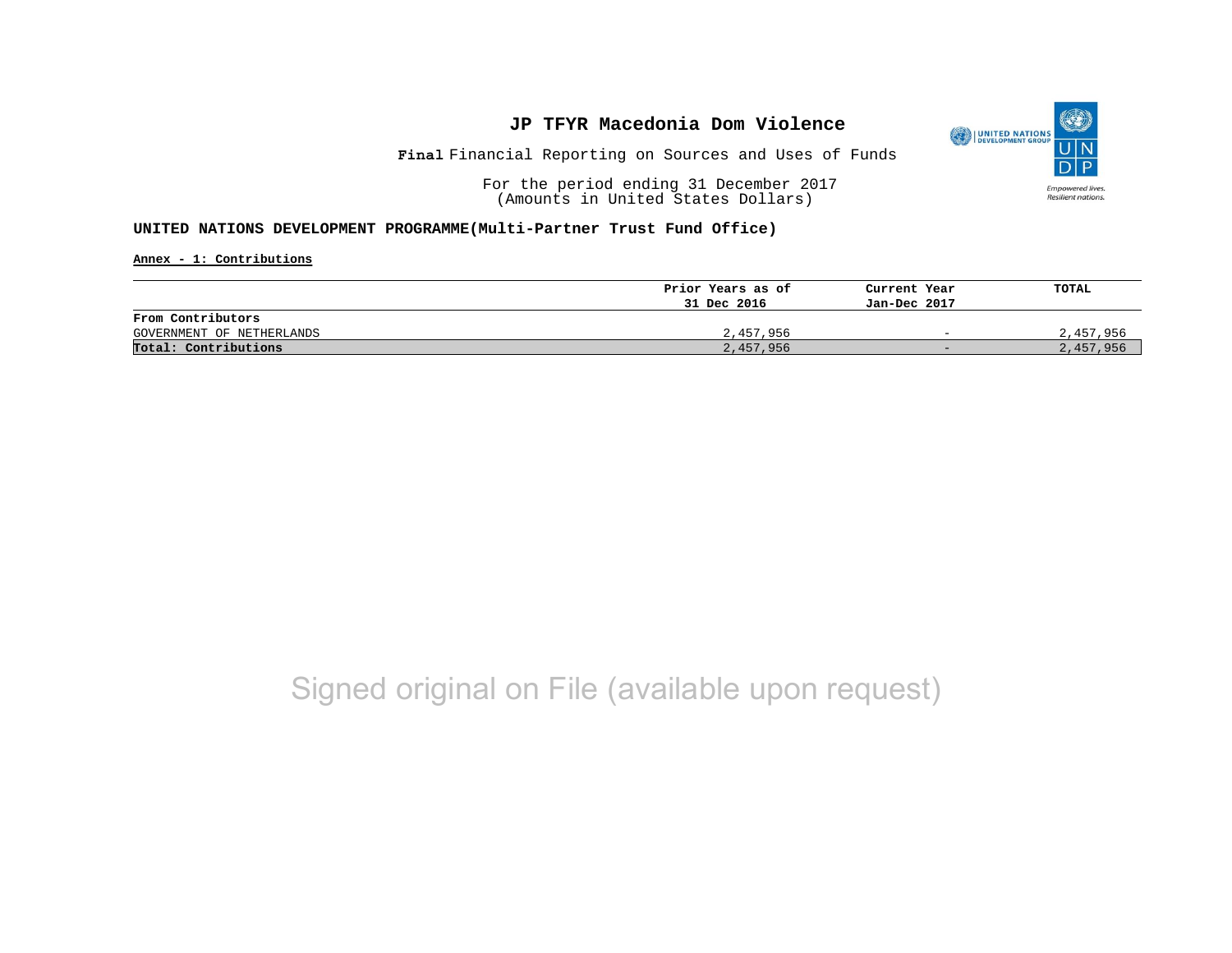# JP TFYR Macedonia Dom Violence

**Final** Financial Reporting on Sources and Uses of Funds

For the period ending 31 December 2017
(Amounts in United States Dollars)

**UNITED NATIONS DEVELOPMENT PROGRAMME(Multi-Partner Trust Fund Office)**

**Annex - 1: Contributions**

| | Prior Years as of 31 Dec 2016 | Current Year Jan-Dec 2017 | TOTAL |
|---|---|---|---|
| **From Contributors** | | | |
| GOVERNMENT OF NETHERLANDS | 2,457,956 | - | 2,457,956 |
| **Total: Contributions** | 2,457,956 | - | 2,457,956 |

Signed original on File (available upon request)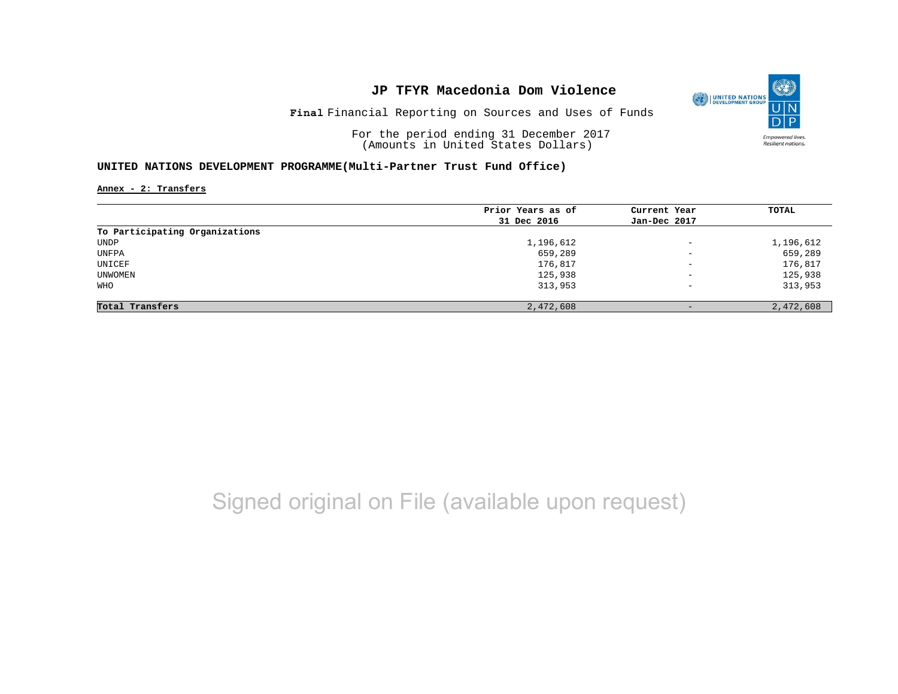# JP TFYR Macedonia Dom Violence

**Final** Financial Reporting on Sources and Uses of Funds

For the period ending 31 December 2017
(Amounts in United States Dollars)

**UNITED NATIONS DEVELOPMENT PROGRAMME(Multi-Partner Trust Fund Office)**

**Annex - 2: Transfers**

| | Prior Years as of 31 Dec 2016 | Current Year Jan-Dec 2017 | TOTAL |
|---|---|---|---|
| **To Participating Organizations** | | | |
| UNDP | 1,196,612 | - | 1,196,612 |
| UNFPA | 659,289 | - | 659,289 |
| UNICEF | 176,817 | - | 176,817 |
| UNWOMEN | 125,938 | - | 125,938 |
| WHO | 313,953 | - | 313,953 |
| **Total Transfers** | 2,472,608 | - | 2,472,608 |

Signed original on File (available upon request)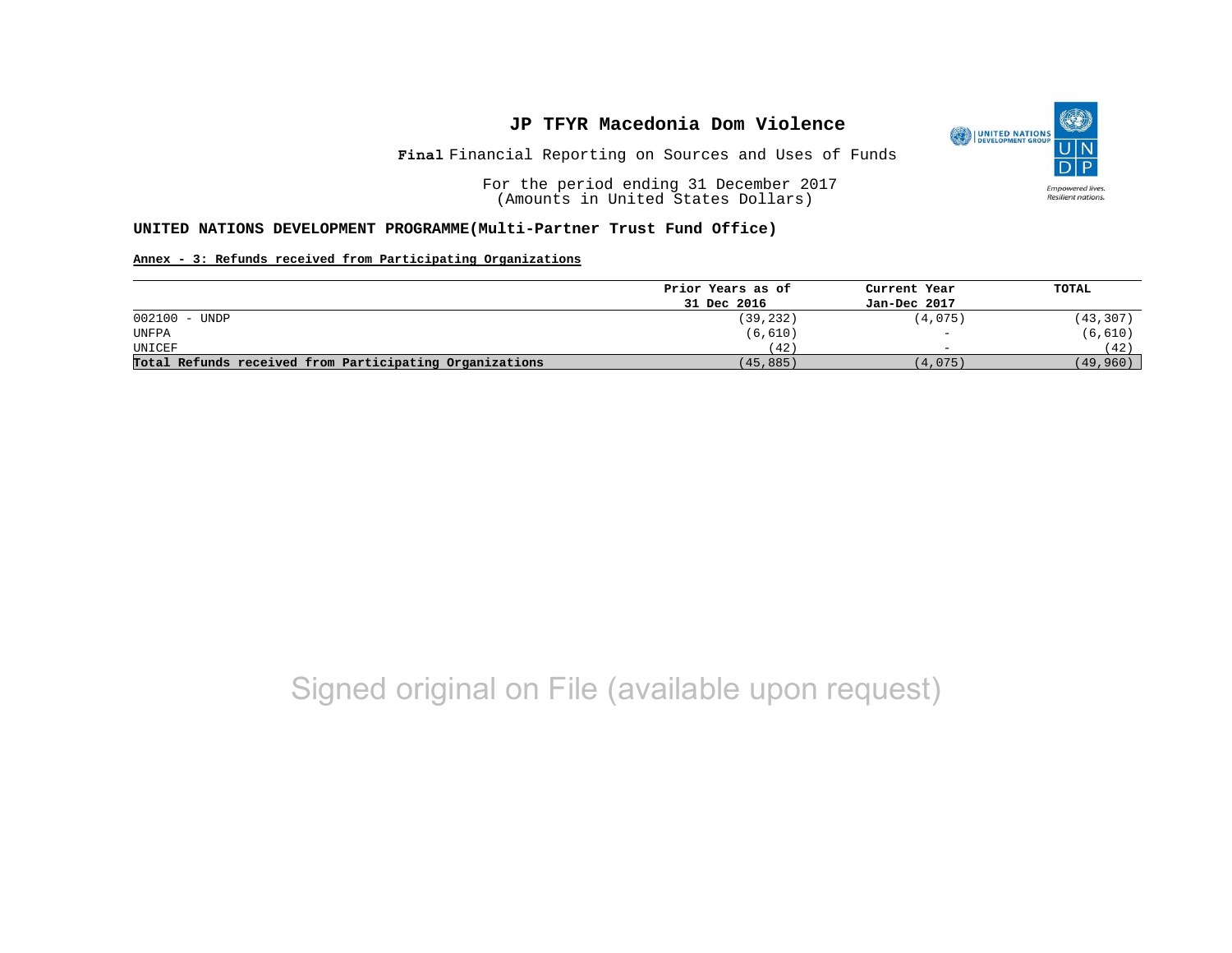# JP TFYR Macedonia Dom Violence

**Final** Financial Reporting on Sources and Uses of Funds

For the period ending 31 December 2017
(Amounts in United States Dollars)

**UNITED NATIONS DEVELOPMENT PROGRAMME(Multi-Partner Trust Fund Office)**

**Annex - 3: Refunds received from Participating Organizations**

| | Prior Years as of 31 Dec 2016 | Current Year Jan-Dec 2017 | TOTAL |
|---|---|---|---|
| 002100 - UNDP | (39,232) | (4,075) | (43,307) |
| UNFPA | (6,610) | - | (6,610) |
| UNICEF | (42) | - | (42) |
| **Total Refunds received from Participating Organizations** | (45,885) | (4,075) | (49,960) |

Signed original on File (available upon request)